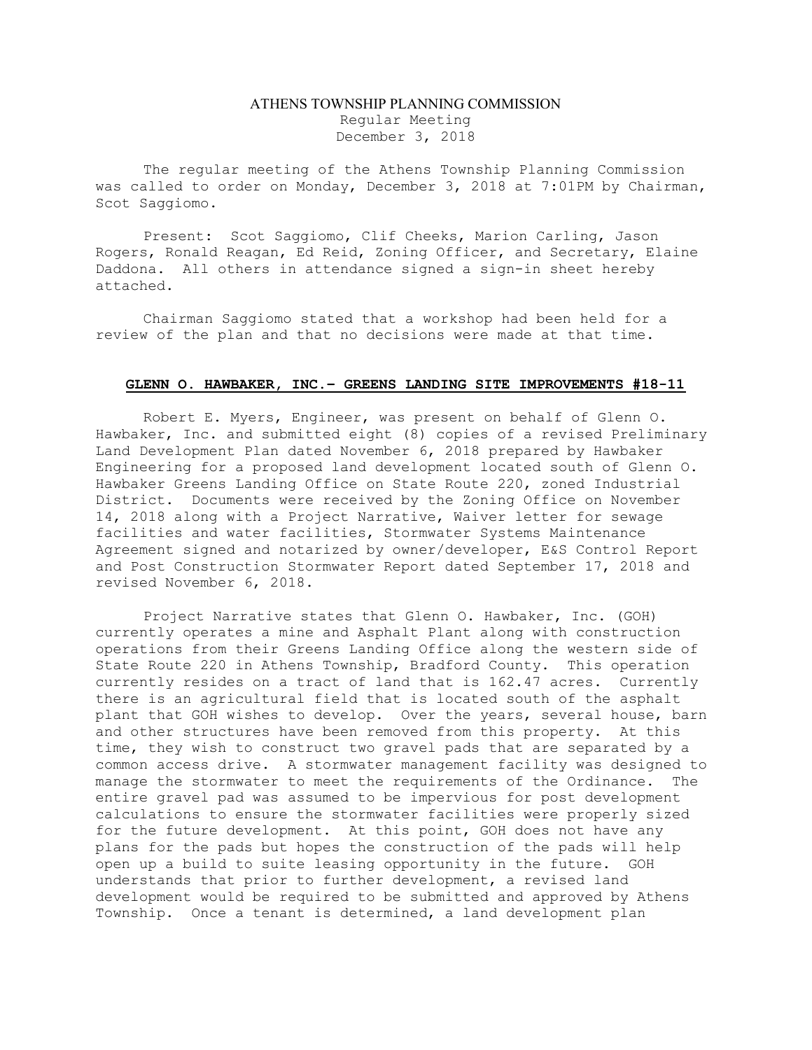# ATHENS TOWNSHIP PLANNING COMMISSION

Regular Meeting
December 3, 2018

The regular meeting of the Athens Township Planning Commission was called to order on Monday, December 3, 2018 at 7:01PM by Chairman, Scot Saggiomo.

Present: Scot Saggiomo, Clif Cheeks, Marion Carling, Jason Rogers, Ronald Reagan, Ed Reid, Zoning Officer, and Secretary, Elaine Daddona. All others in attendance signed a sign-in sheet hereby attached.

Chairman Saggiomo stated that a workshop had been held for a review of the plan and that no decisions were made at that time.

## GLENN O. HAWBAKER, INC.– GREENS LANDING SITE IMPROVEMENTS #18-11

Robert E. Myers, Engineer, was present on behalf of Glenn O. Hawbaker, Inc. and submitted eight (8) copies of a revised Preliminary Land Development Plan dated November 6, 2018 prepared by Hawbaker Engineering for a proposed land development located south of Glenn O. Hawbaker Greens Landing Office on State Route 220, zoned Industrial District. Documents were received by the Zoning Office on November 14, 2018 along with a Project Narrative, Waiver letter for sewage facilities and water facilities, Stormwater Systems Maintenance Agreement signed and notarized by owner/developer, E&S Control Report and Post Construction Stormwater Report dated September 17, 2018 and revised November 6, 2018.

Project Narrative states that Glenn O. Hawbaker, Inc. (GOH) currently operates a mine and Asphalt Plant along with construction operations from their Greens Landing Office along the western side of State Route 220 in Athens Township, Bradford County. This operation currently resides on a tract of land that is 162.47 acres. Currently there is an agricultural field that is located south of the asphalt plant that GOH wishes to develop. Over the years, several house, barn and other structures have been removed from this property. At this time, they wish to construct two gravel pads that are separated by a common access drive. A stormwater management facility was designed to manage the stormwater to meet the requirements of the Ordinance. The entire gravel pad was assumed to be impervious for post development calculations to ensure the stormwater facilities were properly sized for the future development. At this point, GOH does not have any plans for the pads but hopes the construction of the pads will help open up a build to suite leasing opportunity in the future. GOH understands that prior to further development, a revised land development would be required to be submitted and approved by Athens Township. Once a tenant is determined, a land development plan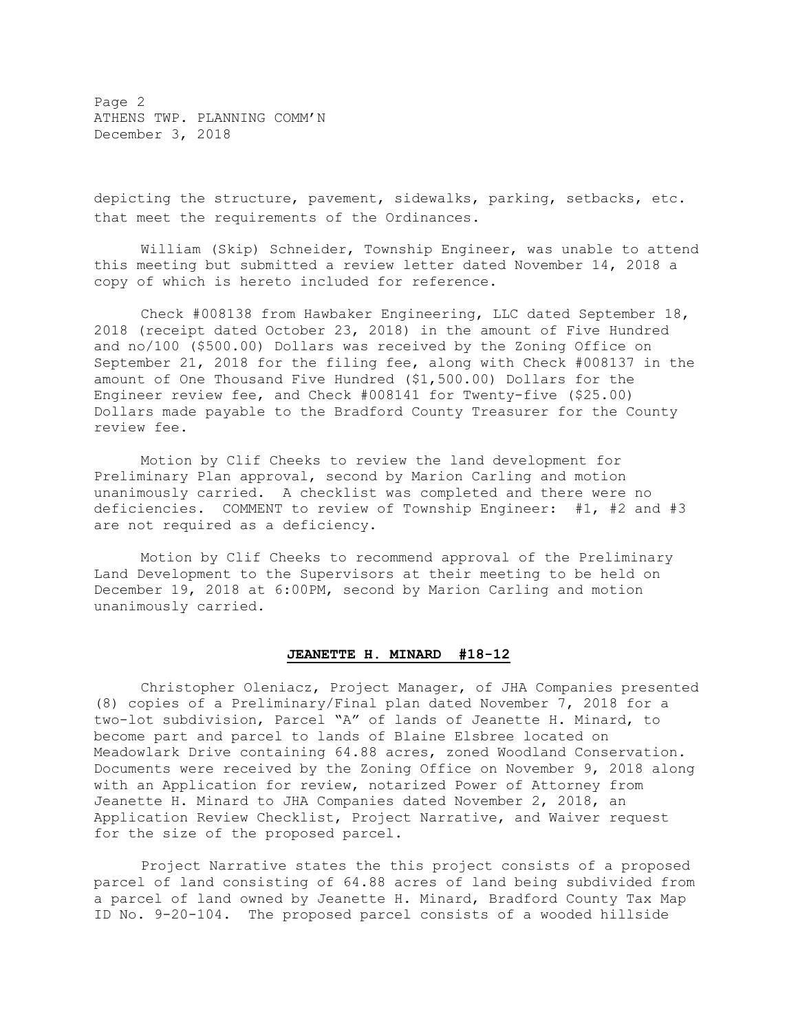depicting the structure, pavement, sidewalks, parking, setbacks, etc. that meet the requirements of the Ordinances.

William (Skip) Schneider, Township Engineer, was unable to attend this meeting but submitted a review letter dated November 14, 2018 a copy of which is hereto included for reference.

Check #008138 from Hawbaker Engineering, LLC dated September 18, 2018 (receipt dated October 23, 2018) in the amount of Five Hundred and no/100 ($500.00) Dollars was received by the Zoning Office on September 21, 2018 for the filing fee, along with Check #008137 in the amount of One Thousand Five Hundred ($1,500.00) Dollars for the Engineer review fee, and Check #008141 for Twenty-five ($25.00) Dollars made payable to the Bradford County Treasurer for the County review fee.

Motion by Clif Cheeks to review the land development for Preliminary Plan approval, second by Marion Carling and motion unanimously carried. A checklist was completed and there were no deficiencies. COMMENT to review of Township Engineer: #1, #2 and #3 are not required as a deficiency.

Motion by Clif Cheeks to recommend approval of the Preliminary Land Development to the Supervisors at their meeting to be held on December 19, 2018 at 6:00PM, second by Marion Carling and motion unanimously carried.

## JEANETTE H. MINARD #18-12

Christopher Oleniacz, Project Manager, of JHA Companies presented (8) copies of a Preliminary/Final plan dated November 7, 2018 for a two-lot subdivision, Parcel "A" of lands of Jeanette H. Minard, to become part and parcel to lands of Blaine Elsbree located on Meadowlark Drive containing 64.88 acres, zoned Woodland Conservation. Documents were received by the Zoning Office on November 9, 2018 along with an Application for review, notarized Power of Attorney from Jeanette H. Minard to JHA Companies dated November 2, 2018, an Application Review Checklist, Project Narrative, and Waiver request for the size of the proposed parcel.

Project Narrative states the this project consists of a proposed parcel of land consisting of 64.88 acres of land being subdivided from a parcel of land owned by Jeanette H. Minard, Bradford County Tax Map ID No. 9-20-104. The proposed parcel consists of a wooded hillside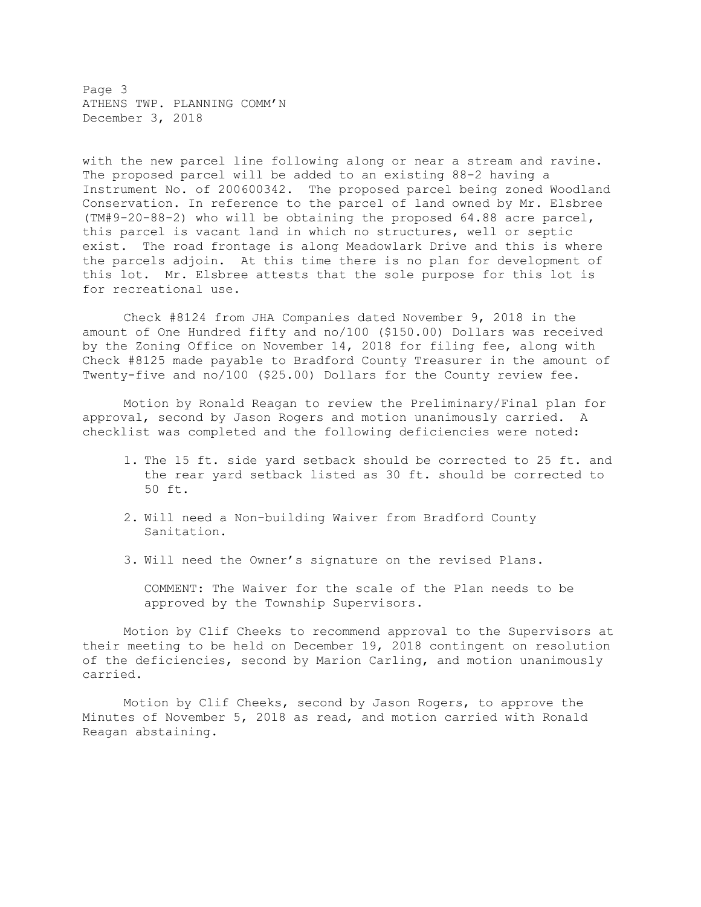with the new parcel line following along or near a stream and ravine. The proposed parcel will be added to an existing 88-2 having a Instrument No. of 200600342. The proposed parcel being zoned Woodland Conservation. In reference to the parcel of land owned by Mr. Elsbree (TM#9-20-88-2) who will be obtaining the proposed 64.88 acre parcel, this parcel is vacant land in which no structures, well or septic exist. The road frontage is along Meadowlark Drive and this is where the parcels adjoin. At this time there is no plan for development of this lot. Mr. Elsbree attests that the sole purpose for this lot is for recreational use.

Check #8124 from JHA Companies dated November 9, 2018 in the amount of One Hundred fifty and no/100 ($150.00) Dollars was received by the Zoning Office on November 14, 2018 for filing fee, along with Check #8125 made payable to Bradford County Treasurer in the amount of Twenty-five and no/100 ($25.00) Dollars for the County review fee.

Motion by Ronald Reagan to review the Preliminary/Final plan for approval, second by Jason Rogers and motion unanimously carried. A checklist was completed and the following deficiencies were noted:

1. The 15 ft. side yard setback should be corrected to 25 ft. and the rear yard setback listed as 30 ft. should be corrected to 50 ft.

2. Will need a Non-building Waiver from Bradford County Sanitation.

3. Will need the Owner's signature on the revised Plans.

   COMMENT: The Waiver for the scale of the Plan needs to be approved by the Township Supervisors.

Motion by Clif Cheeks to recommend approval to the Supervisors at their meeting to be held on December 19, 2018 contingent on resolution of the deficiencies, second by Marion Carling, and motion unanimously carried.

Motion by Clif Cheeks, second by Jason Rogers, to approve the Minutes of November 5, 2018 as read, and motion carried with Ronald Reagan abstaining.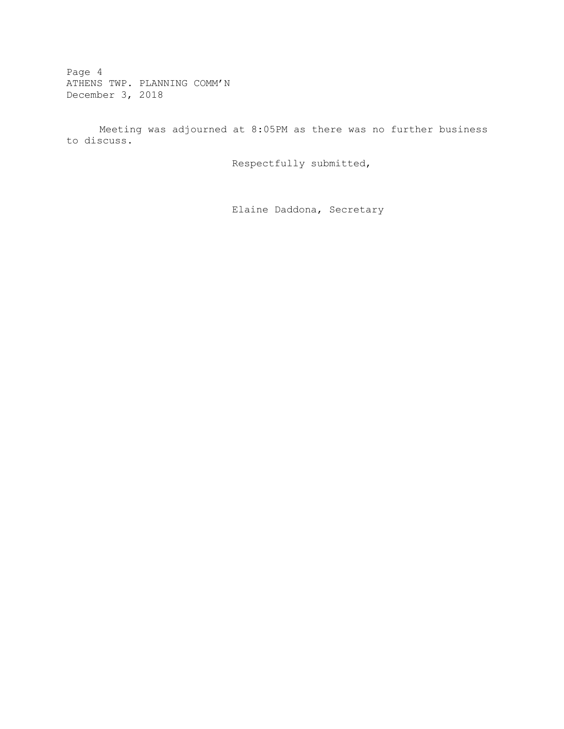Meeting was adjourned at 8:05PM as there was no further business to discuss.

Respectfully submitted,

Elaine Daddona, Secretary